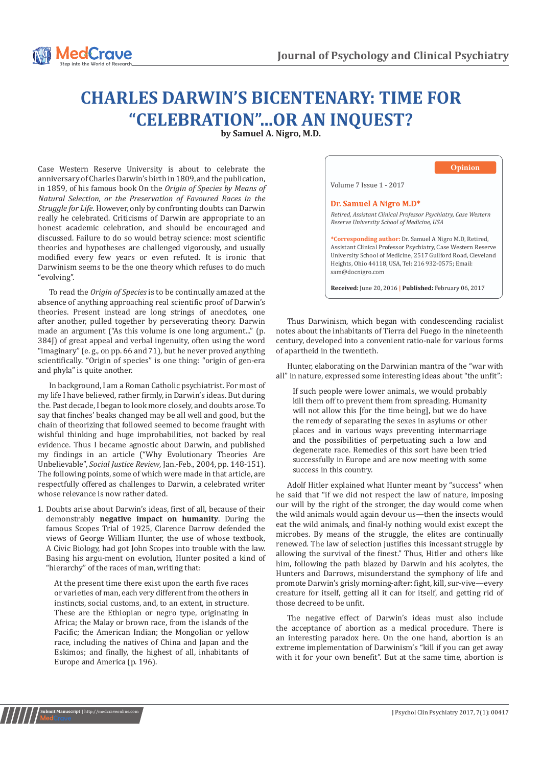# CHARLES DARWIN'S BICENTENARY: TIME FOR "CELEBRATION"...OR AN INQUEST?

**by Samuel A. Nigro, M.D.**

Opinion

Volume 7 Issue 1 - 2017

**Dr. Samuel A Nigro M.D***

*Retired, Assistant Clinical Professor Psychiatry, Case Western Reserve University School of Medicine, USA*

***Corresponding author:** Dr. Samuel A Nigro M.D, Retired, Assistant Clinical Professor Psychiatry, Case Western Reserve University School of Medicine, 2517 Guilford Road, Cleveland Heights, Ohio 44118, USA, Tel: 216 932-0575; Email: sam@docnigro.com

**Received:** June 20, 2016 | **Published:** February 06, 2017

Case Western Reserve University is about to celebrate the anniversary of Charles Darwin's birth in 1809, and the publication, in 1859, of his famous book On the *Origin of Species by Means of Natural Selection, or the Preservation of Favoured Races in the Struggle for Life*. However, only by confronting doubts can Darwin really he celebrated. Criticisms of Darwin are appropriate to an honest academic celebration, and should be encouraged and discussed. Failure to do so would betray science: most scientific theories and hypotheses are challenged vigorously, and usually modified every few years or even refuted. It is ironic that Darwinism seems to be the one theory which refuses to do much "evolving".

To read the *Origin of Species* is to be continually amazed at the absence of anything approaching real scientific proof of Darwin's theories. Present instead are long strings of anecdotes, one after another, pulled together by perseverating theory. Darwin made an argument ("As this volume is one long argument..." (p. 384J) of great appeal and verbal ingenuity, often using the word "imaginary" (e. g., on pp. 66 and 71), but he never proved anything scientifically. "Origin of species" is one thing: "origin of gen-era and phyla" is quite another.

In background, I am a Roman Catholic psychiatrist. For most of my life I have believed, rather firmly, in Darwin's ideas. But during the. Past decade, I began to look more closely, and doubts arose. To say that finches' beaks changed may be all well and good, but the chain of theorizing that followed seemed to become fraught with wishful thinking and huge improbabilities, not backed by real evidence. Thus I became agnostic about Darwin, and published my findings in an article ("Why Evolutionary Theories Are Unbelievable", *Social Justice Review*, Jan.-Feb., 2004, pp. 148-151). The following points, some of which were made in that article, are respectfully offered as challenges to Darwin, a celebrated writer whose relevance is now rather dated.

1. Doubts arise about Darwin's ideas, first of all, because of their demonstrably **negative impact on humanity**. During the famous Scopes Trial of 1925, Clarence Darrow defended the views of George William Hunter, the use of whose textbook, A Civic Biology, had got John Scopes into trouble with the law. Basing his argu-ment on evolution, Hunter posited a kind of "hierarchy" of the races of man, writing that:

> At the present time there exist upon the earth five races or varieties of man, each very different from the others in instincts, social customs, and, to an extent, in structure. These are the Ethiopian or negro type, originating in Africa; the Malay or brown race, from the islands of the Pacific; the American Indian; the Mongolian or yellow race, including the natives of China and Japan and the Eskimos; and finally, the highest of all, inhabitants of Europe and America (p. 196).

Thus Darwinism, which began with condescending racialist notes about the inhabitants of Tierra del Fuego in the nineteenth century, developed into a convenient ratio-nale for various forms of apartheid in the twentieth.

Hunter, elaborating on the Darwinian mantra of the "war with all" in nature, expressed some interesting ideas about "the unfit":

> If such people were lower animals, we would probably kill them off to prevent them from spreading. Humanity will not allow this [for the time being], but we do have the remedy of separating the sexes in asylums or other places and in various ways preventing intermarriage and the possibilities of perpetuating such a low and degenerate race. Remedies of this sort have been tried successfully in Europe and are now meeting with some success in this country.

Adolf Hitler explained what Hunter meant by "success" when he said that "if we did not respect the law of nature, imposing our will by the right of the stronger, the day would come when the wild animals would again devour us—then the insects would eat the wild animals, and final-ly nothing would exist except the microbes. By means of the struggle, the elites are continually renewed. The law of selection justifies this incessant struggle by allowing the survival of the finest." Thus, Hitler and others like him, following the path blazed by Darwin and his acolytes, the Hunters and Darrows, misunderstand the symphony of life and promote Darwin's grisly morning-after: fight, kill, sur-vive—every creature for itself, getting all it can for itself, and getting rid of those decreed to be unfit.

The negative effect of Darwin's ideas must also include the acceptance of abortion as a medical procedure. There is an interesting paradox here. On the one hand, abortion is an extreme implementation of Darwinism's "kill if you can get away with it for your own benefit". But at the same time, abortion is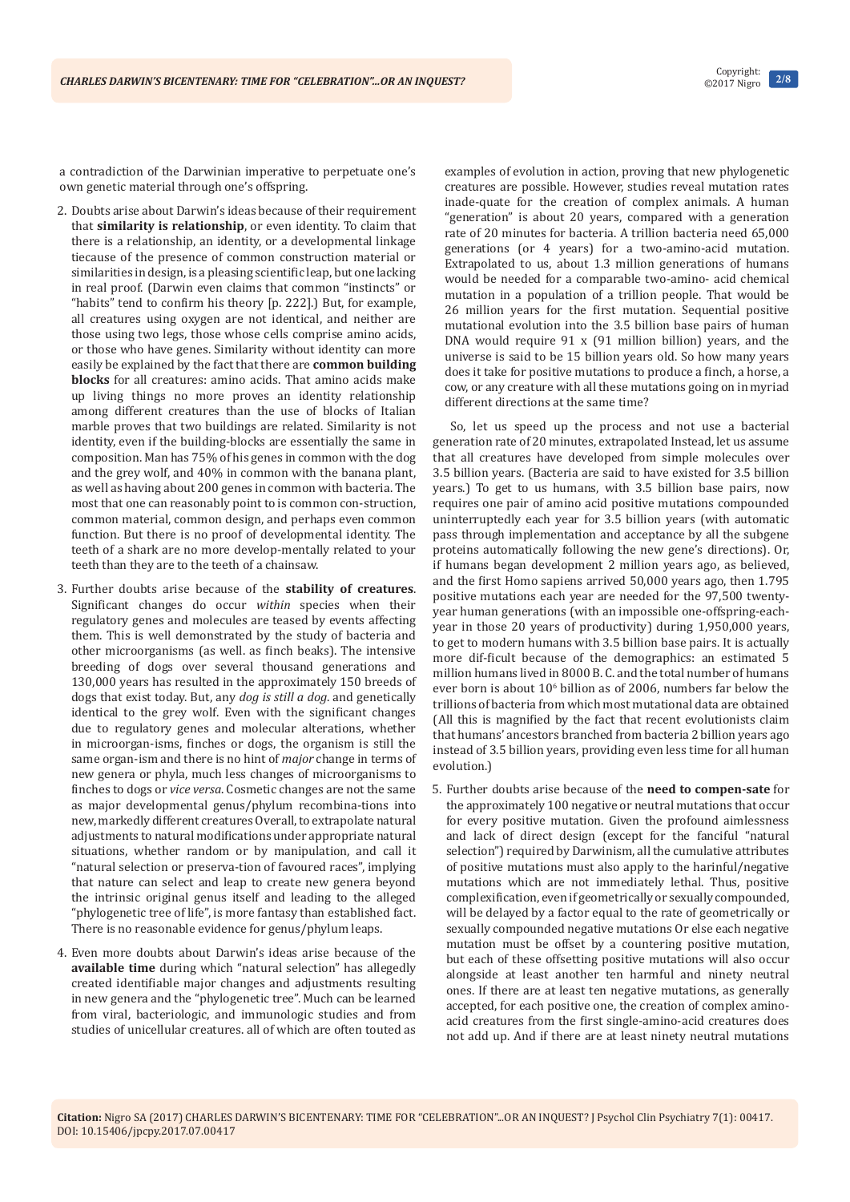a contradiction of the Darwinian imperative to perpetuate one's own genetic material through one's offspring.

2. Doubts arise about Darwin's ideas because of their requirement that **similarity is relationship**, or even identity. To claim that there is a relationship, an identity, or a developmental linkage tiecause of the presence of common construction material or similarities in design, is a pleasing scientific leap, but one lacking in real proof. (Darwin even claims that common "instincts" or "habits" tend to confirm his theory [p. 222].) But, for example, all creatures using oxygen are not identical, and neither are those using two legs, those whose cells comprise amino acids, or those who have genes. Similarity without identity can more easily be explained by the fact that there are **common building blocks** for all creatures: amino acids. That amino acids make up living things no more proves an identity relationship among different creatures than the use of blocks of Italian marble proves that two buildings are related. Similarity is not identity, even if the building-blocks are essentially the same in composition. Man has 75% of his genes in common with the dog and the grey wolf, and 40% in common with the banana plant, as well as having about 200 genes in common with bacteria. The most that one can reasonably point to is common con-struction, common material, common design, and perhaps even common function. But there is no proof of developmental identity. The teeth of a shark are no more develop-mentally related to your teeth than they are to the teeth of a chainsaw.

3. Further doubts arise because of the **stability of creatures**. Significant changes do occur *within* species when their regulatory genes and molecules are teased by events affecting them. This is well demonstrated by the study of bacteria and other microorganisms (as well. as finch beaks). The intensive breeding of dogs over several thousand generations and 130,000 years has resulted in the approximately 150 breeds of dogs that exist today. But, any *dog is still a dog*. and genetically identical to the grey wolf. Even with the significant changes due to regulatory genes and molecular alterations, whether in microorgan-isms, finches or dogs, the organism is still the same organ-ism and there is no hint of *major* change in terms of new genera or phyla, much less changes of microorganisms to finches to dogs or *vice versa*. Cosmetic changes are not the same as major developmental genus/phylum recombina-tions into new, markedly different creatures Overall, to extrapolate natural adjustments to natural modifications under appropriate natural situations, whether random or by manipulation, and call it "natural selection or preserva-tion of favoured races", implying that nature can select and leap to create new genera beyond the intrinsic original genus itself and leading to the alleged "phylogenetic tree of life", is more fantasy than established fact. There is no reasonable evidence for genus/phylum leaps.

4. Even more doubts about Darwin's ideas arise because of the **available time** during which "natural selection" has allegedly created identifiable major changes and adjustments resulting in new genera and the "phylogenetic tree". Much can be learned from viral, bacteriologic, and immunologic studies and from studies of unicellular creatures. all of which are often touted as examples of evolution in action, proving that new phylogenetic creatures are possible. However, studies reveal mutation rates inade-quate for the creation of complex animals. A human "generation" is about 20 years, compared with a generation rate of 20 minutes for bacteria. A trillion bacteria need 65,000 generations (or 4 years) for a two-amino-acid mutation. Extrapolated to us, about 1.3 million generations of humans would be needed for a comparable two-amino- acid chemical mutation in a population of a trillion people. That would be 26 million years for the first mutation. Sequential positive mutational evolution into the 3.5 billion base pairs of human DNA would require 91 x (91 million billion) years, and the universe is said to be 15 billion years old. So how many years does it take for positive mutations to produce a finch, a horse, a cow, or any creature with all these mutations going on in myriad different directions at the same time?

   So, let us speed up the process and not use a bacterial generation rate of 20 minutes, extrapolated Instead, let us assume that all creatures have developed from simple molecules over 3.5 billion years. (Bacteria are said to have existed for 3.5 billion years.) To get to us humans, with 3.5 billion base pairs, now requires one pair of amino acid positive mutations compounded uninterruptedly each year for 3.5 billion years (with automatic pass through implementation and acceptance by all the subgene proteins automatically following the new gene's directions). Or, if humans began development 2 million years ago, as believed, and the first Homo sapiens arrived 50,000 years ago, then 1.795 positive mutations each year are needed for the 97,500 twenty-year human generations (with an impossible one-offspring-each-year in those 20 years of productivity) during 1,950,000 years, to get to modern humans with 3.5 billion base pairs. It is actually more dif-ficult because of the demographics: an estimated 5 million humans lived in 8000 B. C. and the total number of humans ever born is about $10^6$ billion as of 2006, numbers far below the trillions of bacteria from which most mutational data are obtained (All this is magnified by the fact that recent evolutionists claim that humans' ancestors branched from bacteria 2 billion years ago instead of 3.5 billion years, providing even less time for all human evolution.)

5. Further doubts arise because of the **need to compen-sate** for the approximately 100 negative or neutral mutations that occur for every positive mutation. Given the profound aimlessness and lack of direct design (except for the fanciful "natural selection") required by Darwinism, all the cumulative attributes of positive mutations must also apply to the harinful/negative mutations which are not immediately lethal. Thus, positive complexification, even if geometrically or sexually compounded, will be delayed by a factor equal to the rate of geometrically or sexually compounded negative mutations Or else each negative mutation must be offset by a countering positive mutation, but each of these offsetting positive mutations will also occur alongside at least another ten harmful and ninety neutral ones. If there are at least ten negative mutations, as generally accepted, for each positive one, the creation of complex amino-acid creatures from the first single-amino-acid creatures does not add up. And if there are at least ninety neutral mutations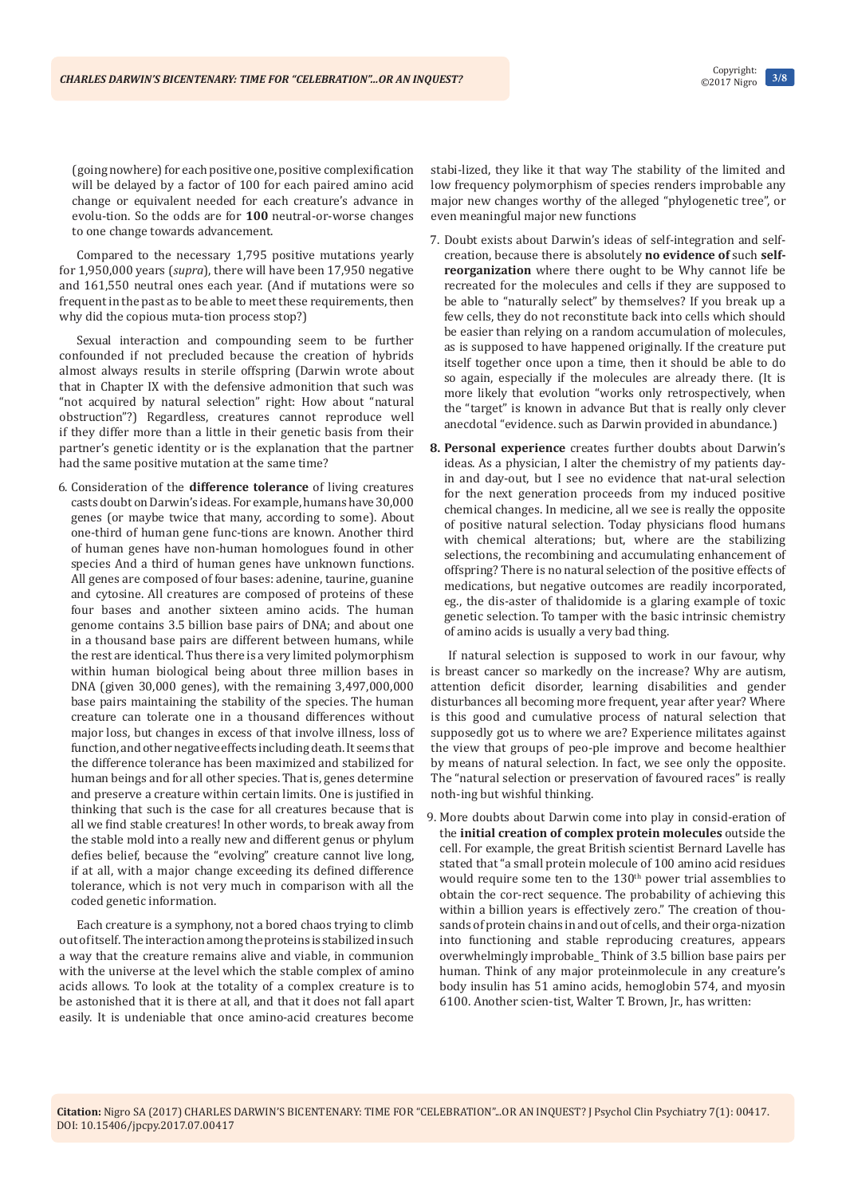(going nowhere) for each positive one, positive complexification will be delayed by a factor of 100 for each paired amino acid change or equivalent needed for each creature's advance in evolu-tion. So the odds are for **100** neutral-or-worse changes to one change towards advancement.

Compared to the necessary 1,795 positive mutations yearly for 1,950,000 years (*supra*), there will have been 17,950 negative and 161,550 neutral ones each year. (And if mutations were so frequent in the past as to be able to meet these requirements, then why did the copious muta-tion process stop?)

Sexual interaction and compounding seem to be further confounded if not precluded because the creation of hybrids almost always results in sterile offspring (Darwin wrote about that in Chapter IX with the defensive admonition that such was "not acquired by natural selection" right: How about "natural obstruction"?) Regardless, creatures cannot reproduce well if they differ more than a little in their genetic basis from their partner's genetic identity or is the explanation that the partner had the same positive mutation at the same time?

6. Consideration of the **difference tolerance** of living creatures casts doubt on Darwin's ideas. For example, humans have 30,000 genes (or maybe twice that many, according to some). About one-third of human gene func-tions are known. Another third of human genes have non-human homologues found in other species And a third of human genes have unknown functions. All genes are composed of four bases: adenine, taurine, guanine and cytosine. All creatures are composed of proteins of these four bases and another sixteen amino acids. The human genome contains 3.5 billion base pairs of DNA; and about one in a thousand base pairs are different between humans, while the rest are identical. Thus there is a very limited polymorphism within human biological being about three million bases in DNA (given 30,000 genes), with the remaining 3,497,000,000 base pairs maintaining the stability of the species. The human creature can tolerate one in a thousand differences without major loss, but changes in excess of that involve illness, loss of function, and other negative effects including death. It seems that the difference tolerance has been maximized and stabilized for human beings and for all other species. That is, genes determine and preserve a creature within certain limits. One is justified in thinking that such is the case for all creatures because that is all we find stable creatures! In other words, to break away from the stable mold into a really new and different genus or phylum defies belief, because the "evolving" creature cannot live long, if at all, with a major change exceeding its defined difference tolerance, which is not very much in comparison with all the coded genetic information.

Each creature is a symphony, not a bored chaos trying to climb out of itself. The interaction among the proteins is stabilized in such a way that the creature remains alive and viable, in communion with the universe at the level which the stable complex of amino acids allows. To look at the totality of a complex creature is to be astonished that it is there at all, and that it does not fall apart easily. It is undeniable that once amino-acid creatures become stabi-lized, they like it that way The stability of the limited and low frequency polymorphism of species renders improbable any major new changes worthy of the alleged "phylogenetic tree", or even meaningful major new functions

7. Doubt exists about Darwin's ideas of self-integration and self-creation, because there is absolutely **no evidence of** such **self-reorganization** where there ought to be Why cannot life be recreated for the molecules and cells if they are supposed to be able to "naturally select" by themselves? If you break up a few cells, they do not reconstitute back into cells which should be easier than relying on a random accumulation of molecules, as is supposed to have happened originally. If the creature put itself together once upon a time, then it should be able to do so again, especially if the molecules are already there. (It is more likely that evolution "works only retrospectively, when the "target" is known in advance But that is really only clever anecdotal "evidence. such as Darwin provided in abundance.)

8. **Personal experience** creates further doubts about Darwin's ideas. As a physician, I alter the chemistry of my patients day-in and day-out, but I see no evidence that nat-ural selection for the next generation proceeds from my induced positive chemical changes. In medicine, all we see is really the opposite of positive natural selection. Today physicians flood humans with chemical alterations; but, where are the stabilizing selections, the recombining and accumulating enhancement of offspring? There is no natural selection of the positive effects of medications, but negative outcomes are readily incorporated, eg., the dis-aster of thalidomide is a glaring example of toxic genetic selection. To tamper with the basic intrinsic chemistry of amino acids is usually a very bad thing.

If natural selection is supposed to work in our favour, why is breast cancer so markedly on the increase? Why are autism, attention deficit disorder, learning disabilities and gender disturbances all becoming more frequent, year after year? Where is this good and cumulative process of natural selection that supposedly got us to where we are? Experience militates against the view that groups of peo-ple improve and become healthier by means of natural selection. In fact, we see only the opposite. The "natural selection or preservation of favoured races" is really noth-ing but wishful thinking.

9. More doubts about Darwin come into play in consid-eration of the **initial creation of complex protein molecules** outside the cell. For example, the great British scientist Bernard Lavelle has stated that "a small protein molecule of 100 amino acid residues would require some ten to the $130^{th}$ power trial assemblies to obtain the cor-rect sequence. The probability of achieving this within a billion years is effectively zero." The creation of thou-sands of protein chains in and out of cells, and their orga-nization into functioning and stable reproducing creatures, appears overwhelmingly improbable_ Think of 3.5 billion base pairs per human. Think of any major proteinmolecule in any creature's body insulin has 51 amino acids, hemoglobin 574, and myosin 6100. Another scien-tist, Walter T. Brown, Jr., has written: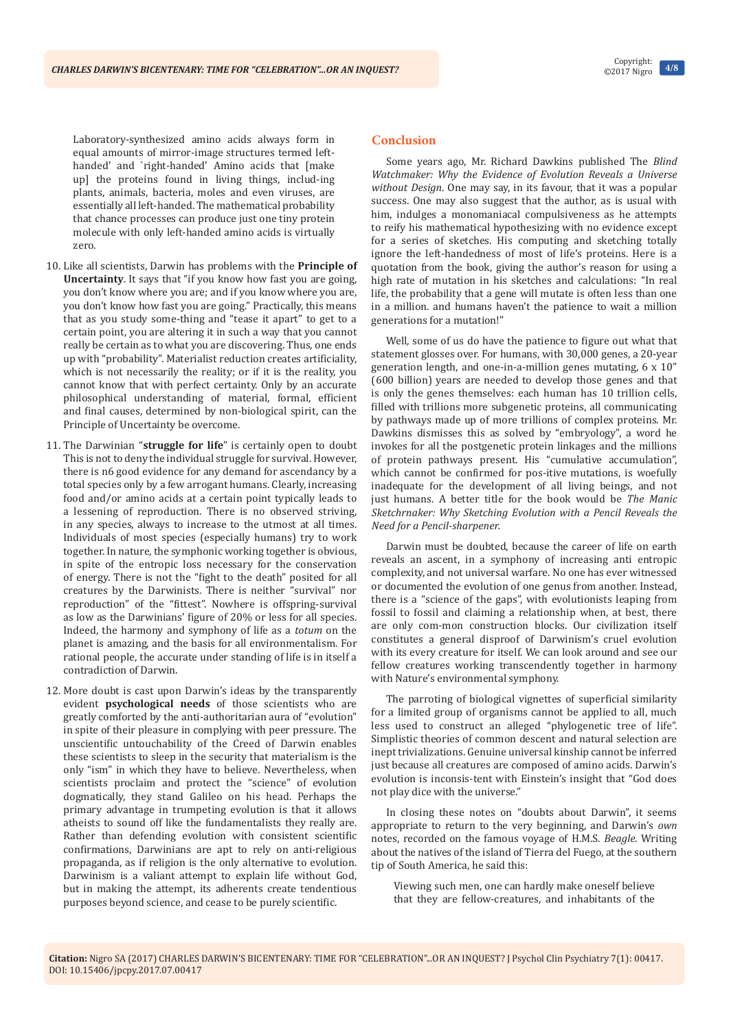Laboratory-synthesized amino acids always form in equal amounts of mirror-image structures termed left-handed' and `right-handed' Amino acids that [make up] the proteins found in living things, includ-ing plants, animals, bacteria, moles and even viruses, are essentially all left-handed. The mathematical probability that chance processes can produce just one tiny protein molecule with only left-handed amino acids is virtually zero.

10. Like all scientists, Darwin has problems with the **Principle of Uncertainty**. It says that "if you know how fast you are going, you don't know where you are; and if you know where you are, you don't know how fast you are going." Practically, this means that as you study some-thing and "tease it apart" to get to a certain point, you are altering it in such a way that you cannot really be certain as to what you are discovering. Thus, one ends up with "probability". Materialist reduction creates artificiality, which is not necessarily the reality; or if it is the reality, you cannot know that with perfect certainty. Only by an accurate philosophical understanding of material, formal, efficient and final causes, determined by non-biological spirit, can the Principle of Uncertainty be overcome.

11. The Darwinian "**struggle for life**" is certainly open to doubt This is not to deny the individual struggle for survival. However, there is n6 good evidence for any demand for ascendancy by a total species only by a few arrogant humans. Clearly, increasing food and/or amino acids at a certain point typically leads to a lessening of reproduction. There is no observed striving, in any species, always to increase to the utmost at all times. Individuals of most species (especially humans) try to work together. In nature, the symphonic working together is obvious, in spite of the entropic loss necessary for the conservation of energy. There is not the "fight to the death" posited for all creatures by the Darwinists. There is neither "survival" nor reproduction" of the "fittest". Nowhere is offspring-survival as low as the Darwinians' figure of 20% or less for all species. Indeed, the harmony and symphony of life as a *totum* on the planet is amazing, and the basis for all environmentalism. For rational people, the accurate under standing of life is in itself a contradiction of Darwin.

12. More doubt is cast upon Darwin's ideas by the transparently evident **psychological needs** of those scientists who are greatly comforted by the anti-authoritarian aura of "evolution" in spite of their pleasure in complying with peer pressure. The unscientific untouchability of the Creed of Darwin enables these scientists to sleep in the security that materialism is the only "ism" in which they have to believe. Nevertheless, when scientists proclaim and protect the "science" of evolution dogmatically, they stand Galileo on his head. Perhaps the primary advantage in trumpeting evolution is that it allows atheists to sound off like the fundamentalists they really are. Rather than defending evolution with consistent scientific confirmations, Darwinians are apt to rely on anti-religious propaganda, as if religion is the only alternative to evolution. Darwinism is a valiant attempt to explain life without God, but in making the attempt, its adherents create tendentious purposes beyond science, and cease to be purely scientific.

## Conclusion

Some years ago, Mr. Richard Dawkins published The *Blind Watchmaker: Why the Evidence of Evolution Reveals a Universe without Design*. One may say, in its favour, that it was a popular success. One may also suggest that the author, as is usual with him, indulges a monomaniacal compulsiveness as he attempts to reify his mathematical hypothesizing with no evidence except for a series of sketches. His computing and sketching totally ignore the left-handedness of most of life's proteins. Here is a quotation from the book, giving the author's reason for using a high rate of mutation in his sketches and calculations: "In real life, the probability that a gene will mutate is often less than one in a million. and humans haven't the patience to wait a million generations for a mutation!"

Well, some of us do have the patience to figure out what that statement glosses over. For humans, with 30,000 genes, a 20-year generation length, and one-in-a-million genes mutating, 6 x 10" (600 billion) years are needed to develop those genes and that is only the genes themselves: each human has 10 trillion cells, filled with trillions more subgenetic proteins, all communicating by pathways made up of more trillions of complex proteins. Mr. Dawkins dismisses this as solved by "embryology", a word he invokes for all the postgenetic protein linkages and the millions of protein pathways present. His "cumulative accumulation", which cannot be confirmed for pos-itive mutations, is woefully inadequate for the development of all living beings, and not just humans. A better title for the book would be *The Manic Sketchrnaker: Why Sketching Evolution with a Pencil Reveals the Need for a Pencil-sharpener.*

Darwin must be doubted, because the career of life on earth reveals an ascent, in a symphony of increasing anti entropic complexity, and not universal warfare. No one has ever witnessed or documented the evolution of one genus from another. Instead, there is a "science of the gaps", with evolutionists leaping from fossil to fossil and claiming a relationship when, at best, there are only com-mon construction blocks. Our civilization itself constitutes a general disproof of Darwinism's cruel evolution with its every creature for itself. We can look around and see our fellow creatures working transcendently together in harmony with Nature's environmental symphony.

The parroting of biological vignettes of superficial similarity for a limited group of organisms cannot be applied to all, much less used to construct an alleged "phylogenetic tree of life". Simplistic theories of common descent and natural selection are inept trivializations. Genuine universal kinship cannot be inferred just because all creatures are composed of amino acids. Darwin's evolution is inconsis-tent with Einstein's insight that "God does not play dice with the universe."

In closing these notes on "doubts about Darwin", it seems appropriate to return to the very beginning, and Darwin's *own* notes, recorded on the famous voyage of H.M.S. *Beagle*. Writing about the natives of the island of Tierra del Fuego, at the southern tip of South America, he said this:

> Viewing such men, one can hardly make oneself believe that they are fellow-creatures, and inhabitants of the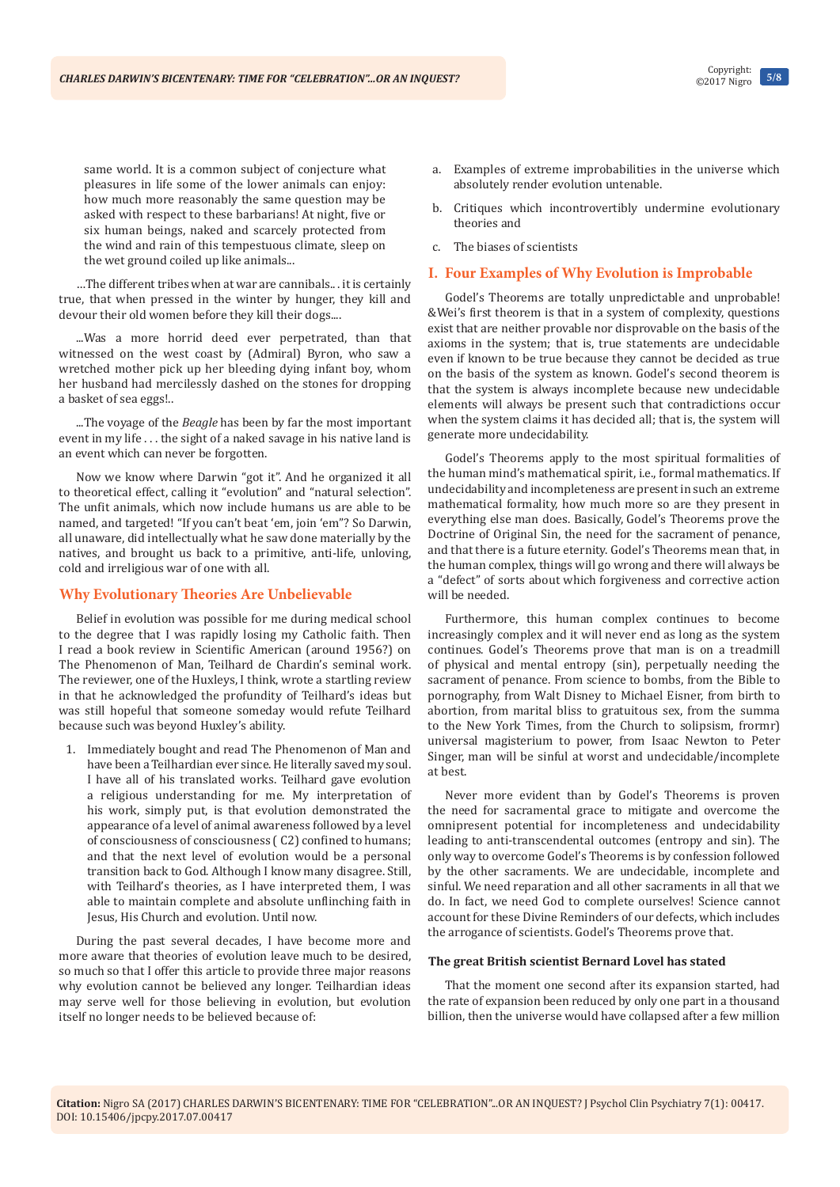same world. It is a common subject of conjecture what pleasures in life some of the lower animals can enjoy: how much more reasonably the same question may be asked with respect to these barbarians! At night, five or six human beings, naked and scarcely protected from the wind and rain of this tempestuous climate, sleep on the wet ground coiled up like animals...

...The different tribes when at war are cannibals.. . it is certainly true, that when pressed in the winter by hunger, they kill and devour their old women before they kill their dogs....

...Was a more horrid deed ever perpetrated, than that witnessed on the west coast by (Admiral) Byron, who saw a wretched mother pick up her bleeding dying infant boy, whom her husband had mercilessly dashed on the stones for dropping a basket of sea eggs!..

...The voyage of the *Beagle* has been by far the most important event in my life . . . the sight of a naked savage in his native land is an event which can never be forgotten.

Now we know where Darwin "got it". And he organized it all to theoretical effect, calling it "evolution" and "natural selection". The unfit animals, which now include humans us are able to be named, and targeted! "If you can't beat 'em, join 'em"? So Darwin, all unaware, did intellectually what he saw done materially by the natives, and brought us back to a primitive, anti-life, unloving, cold and irreligious war of one with all.

## Why Evolutionary Theories Are Unbelievable

Belief in evolution was possible for me during medical school to the degree that I was rapidly losing my Catholic faith. Then I read a book review in Scientific American (around 1956?) on The Phenomenon of Man, Teilhard de Chardin's seminal work. The reviewer, one of the Huxleys, I think, wrote a startling review in that he acknowledged the profundity of Teilhard's ideas but was still hopeful that someone someday would refute Teilhard because such was beyond Huxley's ability.

1. Immediately bought and read The Phenomenon of Man and have been a Teilhardian ever since. He literally saved my soul. I have all of his translated works. Teilhard gave evolution a religious understanding for me. My interpretation of his work, simply put, is that evolution demonstrated the appearance of a level of animal awareness followed by a level of consciousness of consciousness ( C2) confined to humans; and that the next level of evolution would be a personal transition back to God. Although I know many disagree. Still, with Teilhard's theories, as I have interpreted them, I was able to maintain complete and absolute unflinching faith in Jesus, His Church and evolution. Until now.

During the past several decades, I have become more and more aware that theories of evolution leave much to be desired, so much so that I offer this article to provide three major reasons why evolution cannot be believed any longer. Teilhardian ideas may serve well for those believing in evolution, but evolution itself no longer needs to be believed because of:

a. Examples of extreme improbabilities in the universe which absolutely render evolution untenable.

b. Critiques which incontrovertibly undermine evolutionary theories and

c. The biases of scientists

## I. Four Examples of Why Evolution is Improbable

Godel's Theorems are totally unpredictable and unprobable! &Wei's first theorem is that in a system of complexity, questions exist that are neither provable nor disprovable on the basis of the axioms in the system; that is, true statements are undecidable even if known to be true because they cannot be decided as true on the basis of the system as known. Godel's second theorem is that the system is always incomplete because new undecidable elements will always be present such that contradictions occur when the system claims it has decided all; that is, the system will generate more undecidability.

Godel's Theorems apply to the most spiritual formalities of the human mind's mathematical spirit, i.e., formal mathematics. If undecidability and incompleteness are present in such an extreme mathematical formality, how much more so are they present in everything else man does. Basically, Godel's Theorems prove the Doctrine of Original Sin, the need for the sacrament of penance, and that there is a future eternity. Godel's Theorems mean that, in the human complex, things will go wrong and there will always be a "defect" of sorts about which forgiveness and corrective action will be needed.

Furthermore, this human complex continues to become increasingly complex and it will never end as long as the system continues. Godel's Theorems prove that man is on a treadmill of physical and mental entropy (sin), perpetually needing the sacrament of penance. From science to bombs, from the Bible to pornography, from Walt Disney to Michael Eisner, from birth to abortion, from marital bliss to gratuitous sex, from the summa to the New York Times, from the Church to solipsism, frormr) universal magisterium to power, from Isaac Newton to Peter Singer, man will be sinful at worst and undecidable/incomplete at best.

Never more evident than by Godel's Theorems is proven the need for sacramental grace to mitigate and overcome the omnipresent potential for incompleteness and undecidability leading to anti-transcendental outcomes (entropy and sin). The only way to overcome Godel's Theorems is by confession followed by the other sacraments. We are undecidable, incomplete and sinful. We need reparation and all other sacraments in all that we do. In fact, we need God to complete ourselves! Science cannot account for these Divine Reminders of our defects, which includes the arrogance of scientists. Godel's Theorems prove that.

**The great British scientist Bernard Lovel has stated**

That the moment one second after its expansion started, had the rate of expansion been reduced by only one part in a thousand billion, then the universe would have collapsed after a few million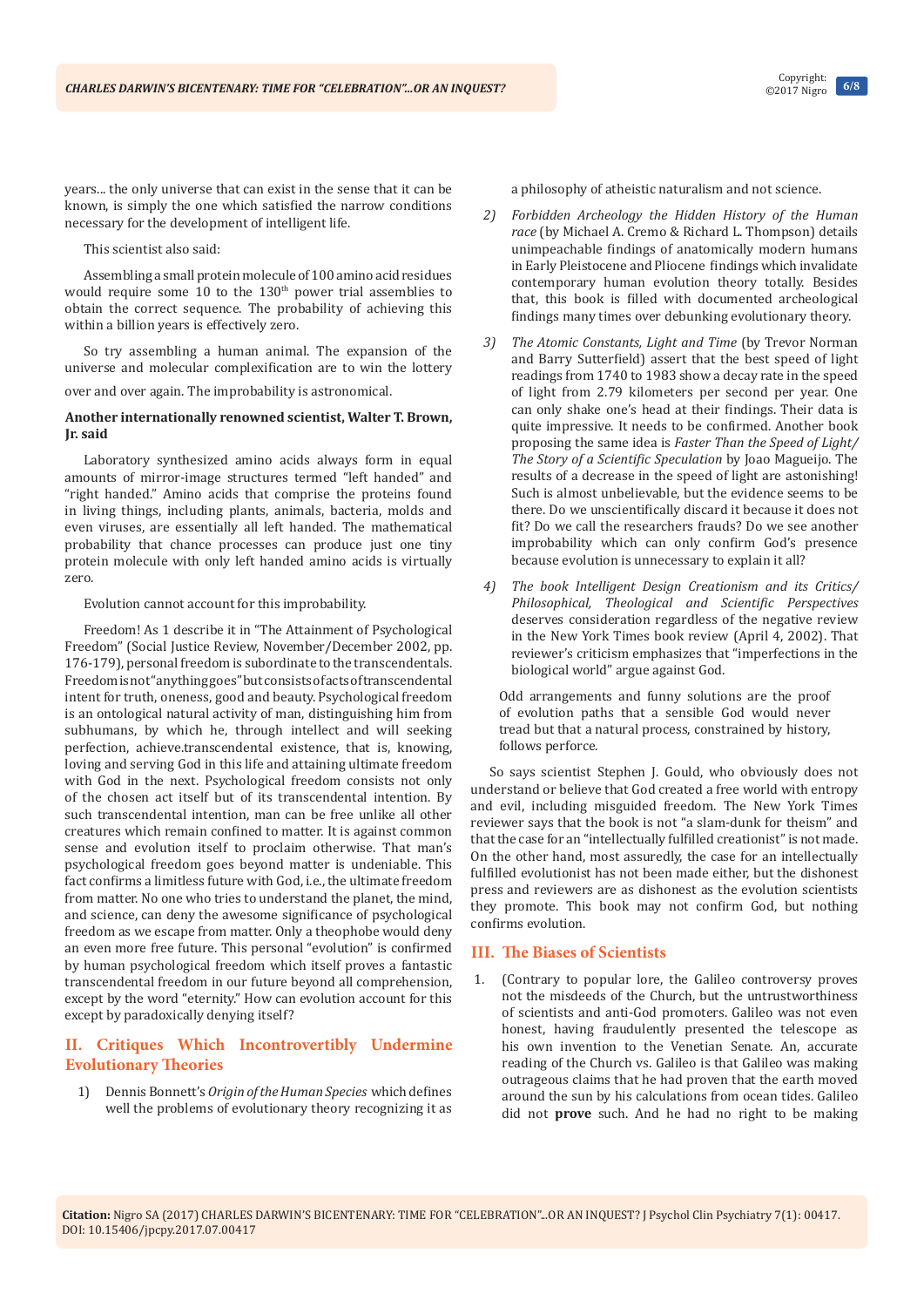years... the only universe that can exist in the sense that it can be known, is simply the one which satisfied the narrow conditions necessary for the development of intelligent life.

This scientist also said:

Assembling a small protein molecule of 100 amino acid residues would require some 10 to the 130th power trial assemblies to obtain the correct sequence. The probability of achieving this within a billion years is effectively zero.

So try assembling a human animal. The expansion of the universe and molecular complexification are to win the lottery over and over again. The improbability is astronomical.

**Another internationally renowned scientist, Walter T. Brown, Jr. said**

Laboratory synthesized amino acids always form in equal amounts of mirror-image structures termed "left handed" and "right handed." Amino acids that comprise the proteins found in living things, including plants, animals, bacteria, molds and even viruses, are essentially all left handed. The mathematical probability that chance processes can produce just one tiny protein molecule with only left handed amino acids is virtually zero.

Evolution cannot account for this improbability.

Freedom! As 1 describe it in "The Attainment of Psychological Freedom" (Social Justice Review, November/December 2002, pp. 176-179), personal freedom is subordinate to the transcendentals. Freedom is not "anything goes" but consists of acts of transcendental intent for truth, oneness, good and beauty. Psychological freedom is an ontological natural activity of man, distinguishing him from subhumans, by which he, through intellect and will seeking perfection, achieve.transcendental existence, that is, knowing, loving and serving God in this life and attaining ultimate freedom with God in the next. Psychological freedom consists not only of the chosen act itself but of its transcendental intention. By such transcendental intention, man can be free unlike all other creatures which remain confined to matter. It is against common sense and evolution itself to proclaim otherwise. That man's psychological freedom goes beyond matter is undeniable. This fact confirms a limitless future with God, i.e., the ultimate freedom from matter. No one who tries to understand the planet, the mind, and science, can deny the awesome significance of psychological freedom as we escape from matter. Only a theophobe would deny an even more free future. This personal "evolution" is confirmed by human psychological freedom which itself proves a fantastic transcendental freedom in our future beyond all comprehension, except by the word "eternity." How can evolution account for this except by paradoxically denying itself?

## II. Critiques Which Incontrovertibly Undermine Evolutionary Theories

1) Dennis Bonnett's *Origin of the Human Species* which defines well the problems of evolutionary theory recognizing it as a philosophy of atheistic naturalism and not science.

2) *Forbidden Archeology the Hidden History of the Human race* (by Michael A. Cremo & Richard L. Thompson) details unimpeachable findings of anatomically modern humans in Early Pleistocene and Pliocene findings which invalidate contemporary human evolution theory totally. Besides that, this book is filled with documented archeological findings many times over debunking evolutionary theory.

3) *The Atomic Constants, Light and Time* (by Trevor Norman and Barry Sutterfield) assert that the best speed of light readings from 1740 to 1983 show a decay rate in the speed of light from 2.79 kilometers per second per year. One can only shake one's head at their findings. Their data is quite impressive. It needs to be confirmed. Another book proposing the same idea is *Faster Than the Speed of Light/ The Story of a Scientific Speculation* by Joao Magueijo. The results of a decrease in the speed of light are astonishing! Such is almost unbelievable, but the evidence seems to be there. Do we unscientifically discard it because it does not fit? Do we call the researchers frauds? Do we see another improbability which can only confirm God's presence because evolution is unnecessary to explain it all?

4) The book *Intelligent Design Creationism and its Critics/ Philosophical, Theological and Scientific Perspectives* deserves consideration regardless of the negative review in the New York Times book review (April 4, 2002). That reviewer's criticism emphasizes that "imperfections in the biological world" argue against God.

   Odd arrangements and funny solutions are the proof of evolution paths that a sensible God would never tread but that a natural process, constrained by history, follows perforce.

So says scientist Stephen J. Gould, who obviously does not understand or believe that God created a free world with entropy and evil, including misguided freedom. The New York Times reviewer says that the book is not "a slam-dunk for theism" and that the case for an "intellectually fulfilled creationist" is not made. On the other hand, most assuredly, the case for an intellectually fulfilled evolutionist has not been made either, but the dishonest press and reviewers are as dishonest as the evolution scientists they promote. This book may not confirm God, but nothing confirms evolution.

## III. The Biases of Scientists

1. (Contrary to popular lore, the Galileo controversy proves not the misdeeds of the Church, but the untrustworthiness of scientists and anti-God promoters. Galileo was not even honest, having fraudulently presented the telescope as his own invention to the Venetian Senate. An, accurate reading of the Church vs. Galileo is that Galileo was making outrageous claims that he had proven that the earth moved around the sun by his calculations from ocean tides. Galileo did not **prove** such. And he had no right to be making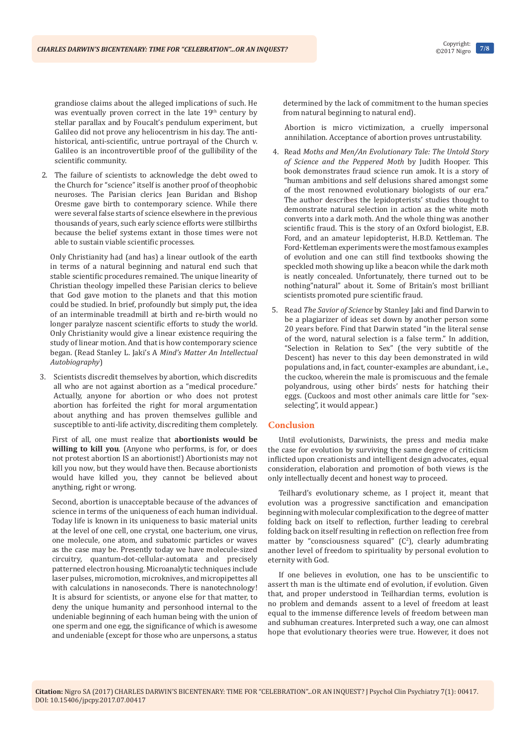grandiose claims about the alleged implications of such. He was eventually proven correct in the late 19th century by stellar parallax and by Foucalt's pendulum experiment, but Galileo did not prove any heliocentrism in his day. The anti-historical, anti-scientific, untrue portrayal of the Church v. Galileo is an incontrovertible proof of the gullibility of the scientific community.

2. The failure of scientists to acknowledge the debt owed to the Church for "science" itself is another proof of theophobic neuroses. The Parisian clerics Jean Buridan and Bishop Oresme gave birth to contemporary science. While there were several false starts of science elsewhere in the previous thousands of years, such early science efforts were stillbirths because the belief systems extant in those times were not able to sustain viable scientific processes.

   Only Christianity had (and has) a linear outlook of the earth in terms of a natural beginning and natural end such that stable scientific procedures remained. The unique linearity of Christian theology impelled these Parisian clerics to believe that God gave motion to the planets and that this motion could be studied. In brief, profoundly but simply put, the idea of an interminable treadmill at birth and re-birth would no longer paralyze nascent scientific efforts to study the world. Only Christianity would give a linear existence requiring the study of linear motion. And that is how contemporary science began. (Read Stanley L. Jaki's A *Mind's Matter An Intellectual Autobiography*)

3. Scientists discredit themselves by abortion, which discredits all who are not against abortion as a "medical procedure." Actually, anyone for abortion or who does not protest abortion has forfeited the right for moral argumentation about anything and has proven themselves gullible and susceptible to anti-life activity, discrediting them completely.

   First of all, one must realize that **abortionists would be willing to kill you**. (Anyone who performs, is for, or does not protest abortion IS an abortionist!) Abortionists may not kill you now, but they would have then. Because abortionists would have killed you, they cannot be believed about anything, right or wrong.

   Second, abortion is unacceptable because of the advances of science in terms of the uniqueness of each human individual. Today life is known in its uniqueness to basic material units at the level of one cell, one crystal, one bacterium, one virus, one molecule, one atom, and subatomic particles or waves as the case may be. Presently today we have molecule-sized circuitry, quantum-dot-cellular-automata and precisely patterned electron housing. Microanalytic techniques include laser pulses, micromotion, microknives, and micropipettes all with calculations in nanoseconds. There is nanotechnology! It is absurd for scientists, or anyone else for that matter, to deny the unique humanity and personhood internal to the undeniable beginning of each human being with the union of one sperm and one egg, the significance of which is awesome and undeniable (except for those who are unpersons, a status determined by the lack of commitment to the human species from natural beginning to natural end).

   Abortion is micro victimization, a cruelly impersonal annihilation. Acceptance of abortion proves untrustability.

4. Read *Moths and Men/An Evolutionary Tale: The Untold Story of Science and the Peppered Moth* by Judith Hooper. This book demonstrates fraud science run amok. It is a story of "human ambitions and self delusions shared amongst some of the most renowned evolutionary biologists of our era." The author describes the lepidopterists' studies thought to demonstrate natural selection in action as the white moth converts into a dark moth. And the whole thing was another scientific fraud. This is the story of an Oxford biologist, E.B. Ford, and an amateur lepidopterist, H.B.D. Kettleman. The Ford-Kettleman experiments were the most famous examples of evolution and one can still find textbooks showing the speckled moth showing up like a beacon while the dark moth is neatly concealed. Unfortunately, there turned out to be nothing"natural" about it. Some of Britain's most brilliant scientists promoted pure scientific fraud.

5. Read *The Savior of Science* by Stanley Jaki and find Darwin to be a plagiarizer of ideas set down by another person some 20 years before. Find that Darwin stated "in the literal sense of the word, natural selection is a false term." In addition, "Selection in Relation to Sex" (the very subtitle of the Descent) has never to this day been demonstrated in wild populations and, in fact, counter-examples are abundant, i.e., the cuckoo, wherein the male is promiscuous and the female polyandrous, using other birds' nests for hatching their eggs. (Cuckoos and most other animals care little for "sex-selecting", it would appear.)

## Conclusion

Until evolutionists, Darwinists, the press and media make the case for evolution by surviving the same degree of criticism inflicted upon creationists and intelligent design advocates, equal consideration, elaboration and promotion of both views is the only intellectually decent and honest way to proceed.

Teilhard's evolutionary scheme, as I project it, meant that evolution was a progressive sanctification and emancipation beginning with molecular complexification to the degree of matter folding back on itself to reflection, further leading to cerebral folding back on itself resulting in reflection on reflection free from matter by "consciousness squared" ($C^2$), clearly adumbrating another level of freedom to spirituality by personal evolution to eternity with God.

If one believes in evolution, one has to be unscientific to assert th man is the ultimate end of evolution, if evolution. Given that, and proper understood in Teilhardian terms, evolution is no problem and demands assent to a level of freedom at least equal to the immense difference levels of freedom between man and subhuman creatures. Interpreted such a way, one can almost hope that evolutionary theories were true. However, it does not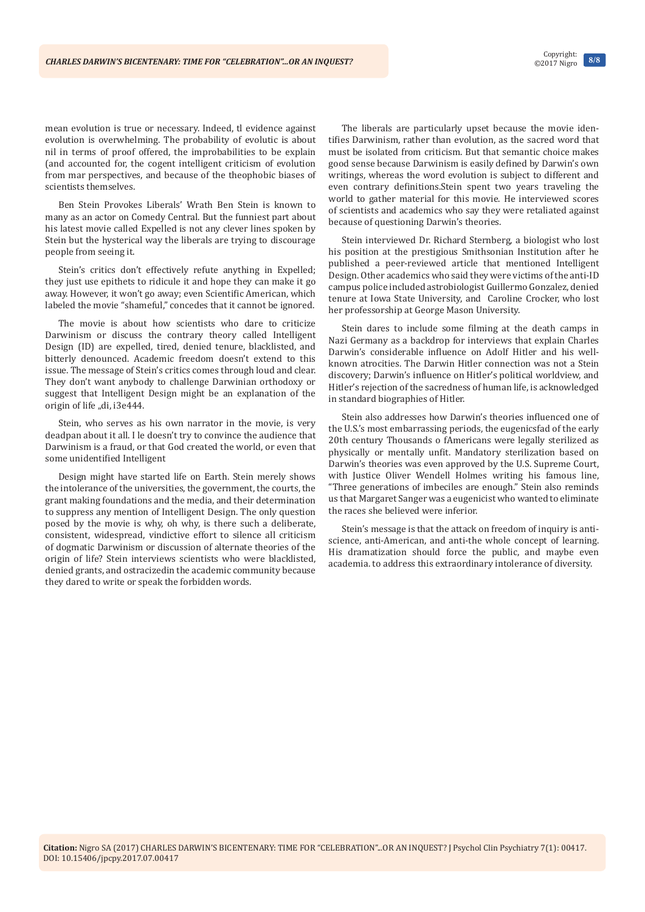mean evolution is true or necessary. Indeed, tl evidence against evolution is overwhelming. The probability of evolutic is about nil in terms of proof offered, the improbabilities to be explain (and accounted for, the cogent intelligent criticism of evolution from mar perspectives, and because of the theophobic biases of scientists themselves.

Ben Stein Provokes Liberals' Wrath Ben Stein is known to many as an actor on Comedy Central. But the funniest part about his latest movie called Expelled is not any clever lines spoken by Stein but the hysterical way the liberals are trying to discourage people from seeing it.

Stein's critics don't effectively refute anything in Expelled; they just use epithets to ridicule it and hope they can make it go away. However, it won't go away; even Scientific American, which labeled the movie "shameful," concedes that it cannot be ignored.

The movie is about how scientists who dare to criticize Darwinism or discuss the contrary theory called Intelligent Design (ID) are expelled, tired, denied tenure, blacklisted, and bitterly denounced. Academic freedom doesn't extend to this issue. The message of Stein's critics comes through loud and clear. They don't want anybody to challenge Darwinian orthodoxy or suggest that Intelligent Design might be an explanation of the origin of life „di, i3e444.

Stein, who serves as his own narrator in the movie, is very deadpan about it all. I le doesn't try to convince the audience that Darwinism is a fraud, or that God created the world, or even that some unidentified Intelligent

Design might have started life on Earth. Stein merely shows the intolerance of the universities, the government, the courts, the grant making foundations and the media, and their determination to suppress any mention of Intelligent Design. The only question posed by the movie is why, oh why, is there such a deliberate, consistent, widespread, vindictive effort to silence all criticism of dogmatic Darwinism or discussion of alternate theories of the origin of life? Stein interviews scientists who were blacklisted, denied grants, and ostracizedin the academic community because they dared to write or speak the forbidden words.

The liberals are particularly upset because the movie identifies Darwinism, rather than evolution, as the sacred word that must be isolated from criticism. But that semantic choice makes good sense because Darwinism is easily defined by Darwin's own writings, whereas the word evolution is subject to different and even contrary definitions.Stein spent two years traveling the world to gather material for this movie. He interviewed scores of scientists and academics who say they were retaliated against because of questioning Darwin's theories.

Stein interviewed Dr. Richard Sternberg, a biologist who lost his position at the prestigious Smithsonian Institution after he published a peer-reviewed article that mentioned Intelligent Design. Other academics who said they were victims of the anti-ID campus police included astrobiologist Guillermo Gonzalez, denied tenure at Iowa State University, and Caroline Crocker, who lost her professorship at George Mason University.

Stein dares to include some filming at the death camps in Nazi Germany as a backdrop for interviews that explain Charles Darwin's considerable influence on Adolf Hitler and his well-known atrocities. The Darwin Hitler connection was not a Stein discovery; Darwin's influence on Hitler's political worldview, and Hitler's rejection of the sacredness of human life, is acknowledged in standard biographies of Hitler.

Stein also addresses how Darwin's theories influenced one of the U.S.'s most embarrassing periods, the eugenicsfad of the early 20th century Thousands o fAmericans were legally sterilized as physically or mentally unfit. Mandatory sterilization based on Darwin's theories was even approved by the U.S. Supreme Court, with Justice Oliver Wendell Holmes writing his famous line, "Three generations of imbeciles are enough." Stein also reminds us that Margaret Sanger was a eugenicist who wanted to eliminate the races she believed were inferior.

Stein's message is that the attack on freedom of inquiry is anti-science, anti-American, and anti-the whole concept of learning. His dramatization should force the public, and maybe even academia. to address this extraordinary intolerance of diversity.